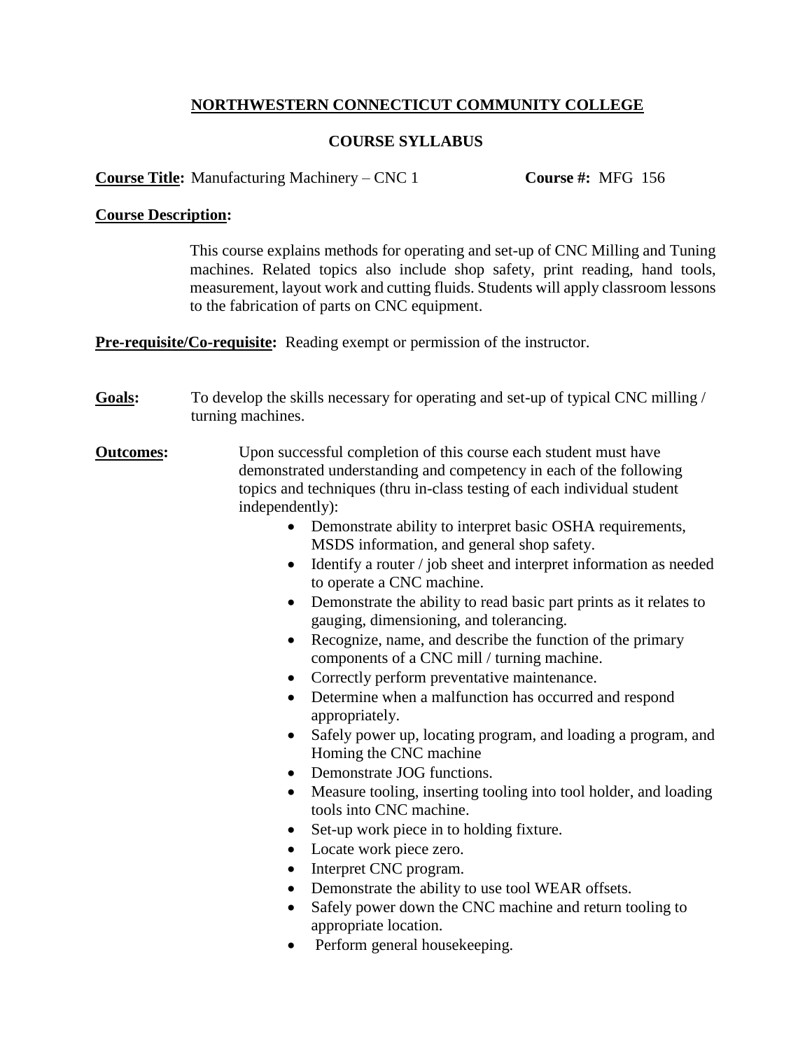# NORTHWESTERN CONNECTICUT COMMUNITY COLLEGE

## COURSE SYLLABUS

**Course Title:** Manufacturing Machinery – CNC 1 **Course #:** MFG 156

**Course Description:**

This course explains methods for operating and set-up of CNC Milling and Tuning machines. Related topics also include shop safety, print reading, hand tools, measurement, layout work and cutting fluids. Students will apply classroom lessons to the fabrication of parts on CNC equipment.

**Pre-requisite/Co-requisite:** Reading exempt or permission of the instructor.

**Goals:** To develop the skills necessary for operating and set-up of typical CNC milling / turning machines.

**Outcomes:** Upon successful completion of this course each student must have demonstrated understanding and competency in each of the following topics and techniques (thru in-class testing of each individual student independently):

- Demonstrate ability to interpret basic OSHA requirements, MSDS information, and general shop safety.
- Identify a router / job sheet and interpret information as needed to operate a CNC machine.
- Demonstrate the ability to read basic part prints as it relates to gauging, dimensioning, and tolerancing.
- Recognize, name, and describe the function of the primary components of a CNC mill / turning machine.
- Correctly perform preventative maintenance.
- Determine when a malfunction has occurred and respond appropriately.
- Safely power up, locating program, and loading a program, and Homing the CNC machine
- Demonstrate JOG functions.
- Measure tooling, inserting tooling into tool holder, and loading tools into CNC machine.
- Set-up work piece in to holding fixture.
- Locate work piece zero.
- Interpret CNC program.
- Demonstrate the ability to use tool WEAR offsets.
- Safely power down the CNC machine and return tooling to appropriate location.
- Perform general housekeeping.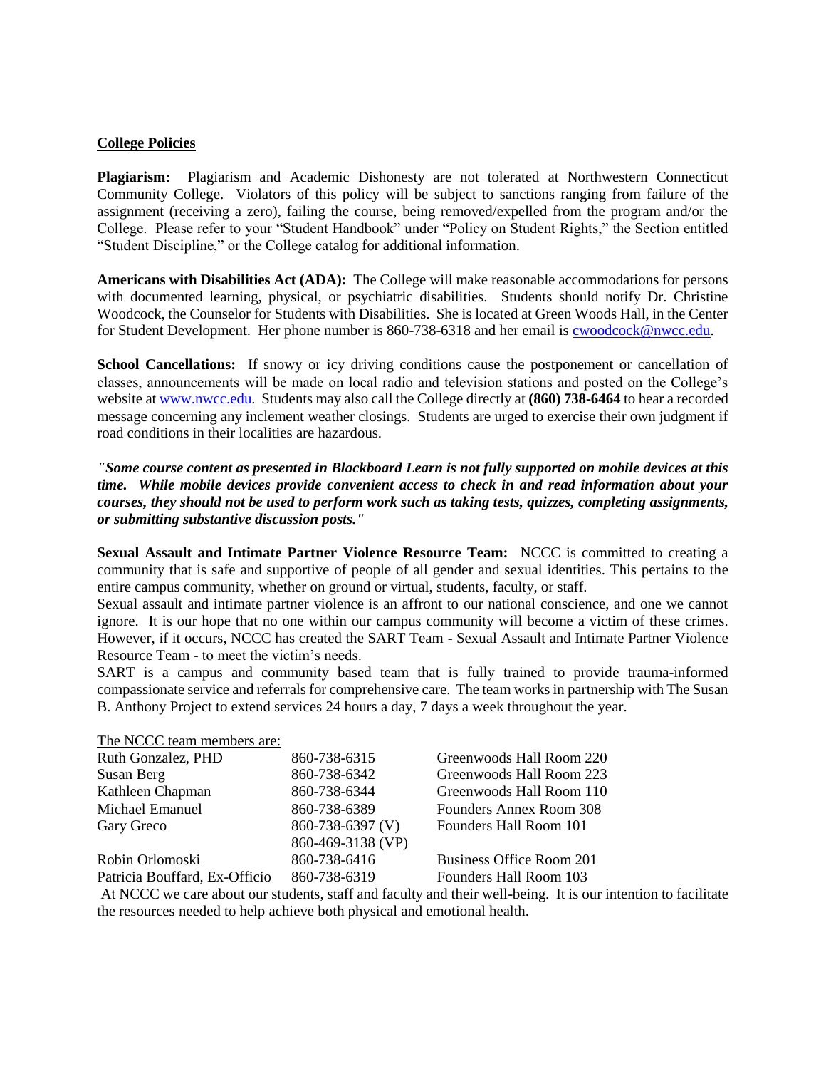**College Policies**

**Plagiarism:** Plagiarism and Academic Dishonesty are not tolerated at Northwestern Connecticut Community College. Violators of this policy will be subject to sanctions ranging from failure of the assignment (receiving a zero), failing the course, being removed/expelled from the program and/or the College. Please refer to your "Student Handbook" under "Policy on Student Rights," the Section entitled "Student Discipline," or the College catalog for additional information.

**Americans with Disabilities Act (ADA):** The College will make reasonable accommodations for persons with documented learning, physical, or psychiatric disabilities. Students should notify Dr. Christine Woodcock, the Counselor for Students with Disabilities. She is located at Green Woods Hall, in the Center for Student Development. Her phone number is 860-738-6318 and her email is cwoodcock@nwcc.edu.

**School Cancellations:** If snowy or icy driving conditions cause the postponement or cancellation of classes, announcements will be made on local radio and television stations and posted on the College's website at www.nwcc.edu. Students may also call the College directly at **(860) 738-6464** to hear a recorded message concerning any inclement weather closings. Students are urged to exercise their own judgment if road conditions in their localities are hazardous.

***"Some course content as presented in Blackboard Learn is not fully supported on mobile devices at this time. While mobile devices provide convenient access to check in and read information about your courses, they should not be used to perform work such as taking tests, quizzes, completing assignments, or submitting substantive discussion posts."***

**Sexual Assault and Intimate Partner Violence Resource Team:** NCCC is committed to creating a community that is safe and supportive of people of all gender and sexual identities. This pertains to the entire campus community, whether on ground or virtual, students, faculty, or staff.

Sexual assault and intimate partner violence is an affront to our national conscience, and one we cannot ignore. It is our hope that no one within our campus community will become a victim of these crimes. However, if it occurs, NCCC has created the SART Team - Sexual Assault and Intimate Partner Violence Resource Team - to meet the victim's needs.

SART is a campus and community based team that is fully trained to provide trauma-informed compassionate service and referrals for comprehensive care. The team works in partnership with The Susan B. Anthony Project to extend services 24 hours a day, 7 days a week throughout the year.

The NCCC team members are:

| | | |
|---|---|---|
| Ruth Gonzalez, PHD | 860-738-6315 | Greenwoods Hall Room 220 |
| Susan Berg | 860-738-6342 | Greenwoods Hall Room 223 |
| Kathleen Chapman | 860-738-6344 | Greenwoods Hall Room 110 |
| Michael Emanuel | 860-738-6389 | Founders Annex Room 308 |
| Gary Greco | 860-738-6397 (V)<br>860-469-3138 (VP) | Founders Hall Room 101 |
| Robin Orlomoski | 860-738-6416 | Business Office Room 201 |
| Patricia Bouffard, Ex-Officio | 860-738-6319 | Founders Hall Room 103 |

At NCCC we care about our students, staff and faculty and their well-being. It is our intention to facilitate the resources needed to help achieve both physical and emotional health.